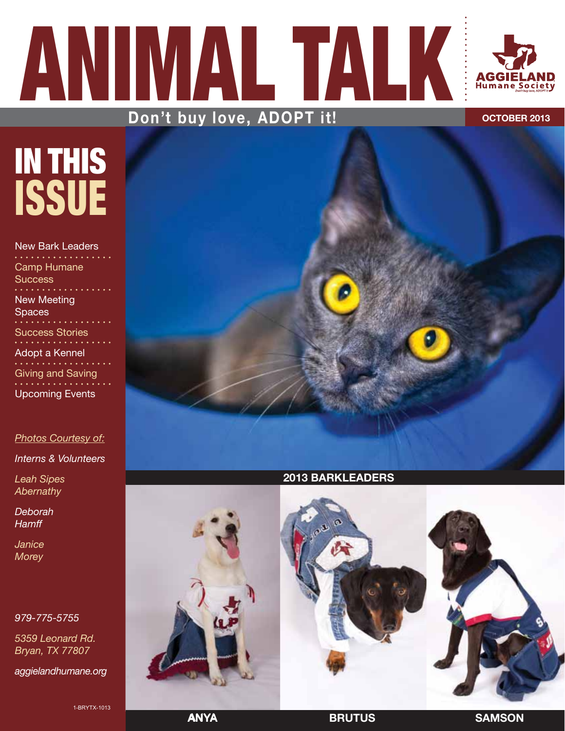# ANIMAL TALK

AGGIELAND Humane Society

Don't buy love, ADOPT it!

**Don't buy love, ADOPT it!**

**OCTOBER 2013**

## IN THIS ISSUE

- New Bark Leaders
- Camp Humane Success
- New Meeting Spaces
- Success Stories
- Adopt a Kennel
- Giving and Saving
- Upcoming Events

*Photos Courtesy of:*

*Interns & Volunteers*

*Leah Sipes Abernathy*

*Deborah Hamff*

*Janice Morey*

*979-775-5755*

*5359 Leonard Rd.*
*Bryan, TX 77807*

*aggielandhumane.org*

1-BRYTX-1013

**2013 BARKLEADERS**

**ANYA** **BRUTUS** **SAMSON**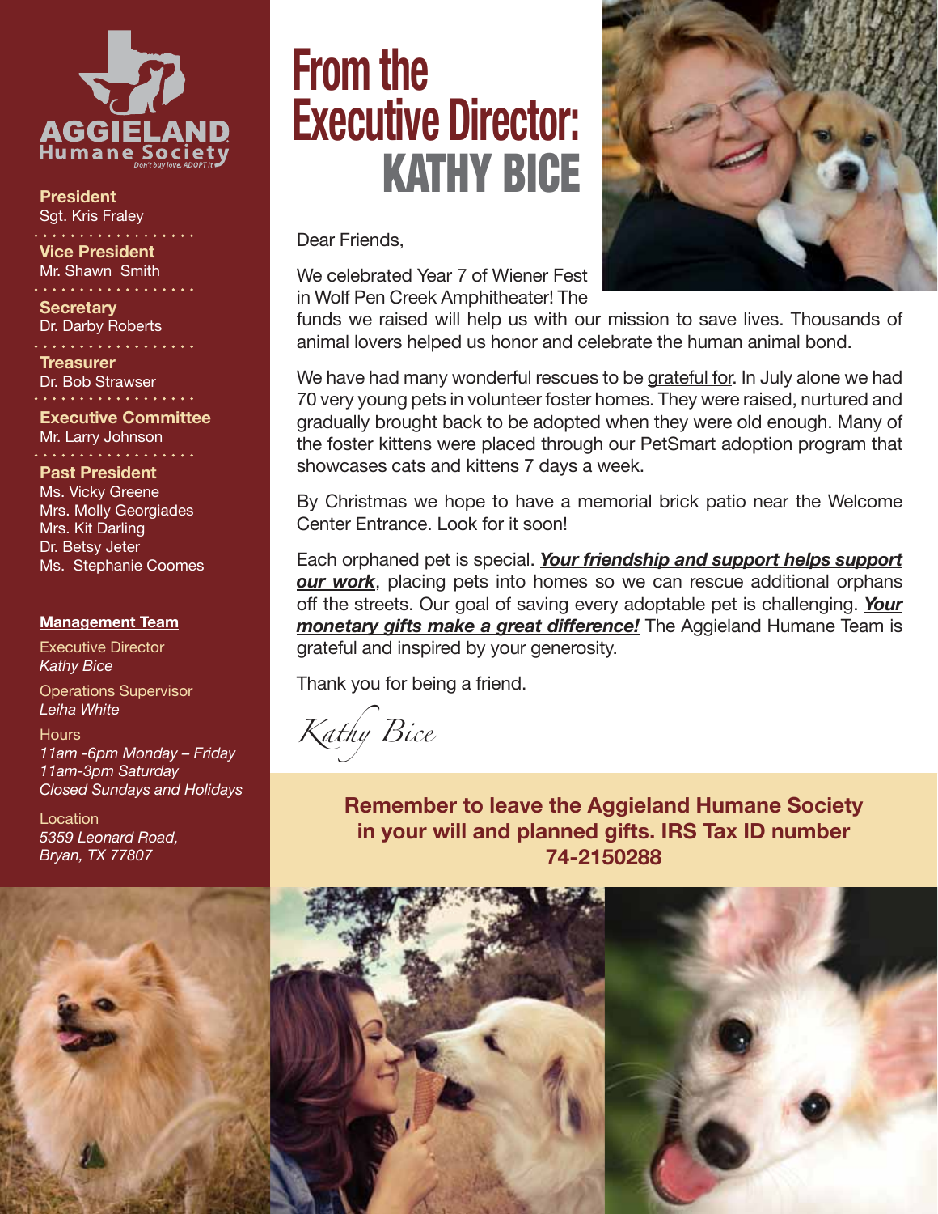AGGIELAND Humane Society

*Don't buy love, ADOPT it*

**President**
Sgt. Kris Fraley

**Vice President**
Mr. Shawn Smith

**Secretary**
Dr. Darby Roberts

**Treasurer**
Dr. Bob Strawser

**Executive Committee**
Mr. Larry Johnson

**Past President**
Ms. Vicky Greene
Mrs. Molly Georgiades
Mrs. Kit Darling
Dr. Betsy Jeter
Ms. Stephanie Coomes

**Management Team**

Executive Director
*Kathy Bice*

Operations Supervisor
*Leiha White*

Hours
*11am -6pm Monday – Friday*
*11am-3pm Saturday*
*Closed Sundays and Holidays*

Location
*5359 Leonard Road,*
*Bryan, TX 77807*

# From the Executive Director: KATHY BICE

Dear Friends,

We celebrated Year 7 of Wiener Fest in Wolf Pen Creek Amphitheater! The funds we raised will help us with our mission to save lives. Thousands of animal lovers helped us honor and celebrate the human animal bond.

We have had many wonderful rescues to be grateful for. In July alone we had 70 very young pets in volunteer foster homes. They were raised, nurtured and gradually brought back to be adopted when they were old enough. Many of the foster kittens were placed through our PetSmart adoption program that showcases cats and kittens 7 days a week.

By Christmas we hope to have a memorial brick patio near the Welcome Center Entrance. Look for it soon!

Each orphaned pet is special. ***Your friendship and support helps support our work***, placing pets into homes so we can rescue additional orphans off the streets. Our goal of saving every adoptable pet is challenging. ***Your monetary gifts make a great difference!*** The Aggieland Humane Team is grateful and inspired by your generosity.

Thank you for being a friend.

*Kathy Bice*

**Remember to leave the Aggieland Humane Society in your will and planned gifts. IRS Tax ID number 74-2150288**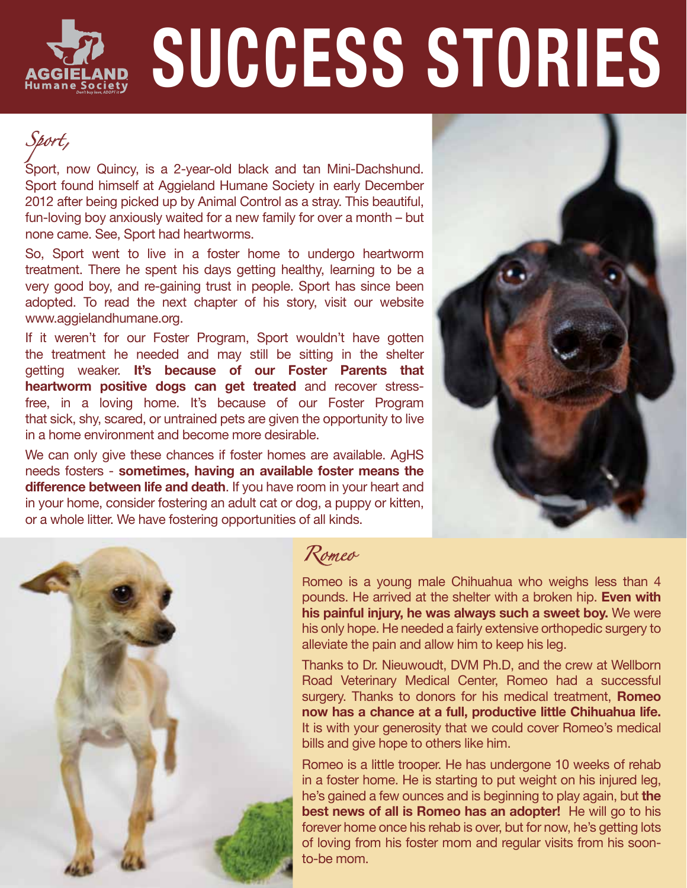# SUCCESS STORIES

AGGIELAND Humane Society

## *Sport,*

Sport, now Quincy, is a 2-year-old black and tan Mini-Dachshund. Sport found himself at Aggieland Humane Society in early December 2012 after being picked up by Animal Control as a stray. This beautiful, fun-loving boy anxiously waited for a new family for over a month – but none came. See, Sport had heartworms.

So, Sport went to live in a foster home to undergo heartworm treatment. There he spent his days getting healthy, learning to be a very good boy, and re-gaining trust in people. Sport has since been adopted. To read the next chapter of his story, visit our website www.aggielandhumane.org.

If it weren't for our Foster Program, Sport wouldn't have gotten the treatment he needed and may still be sitting in the shelter getting weaker. **It's because of our Foster Parents that heartworm positive dogs can get treated** and recover stress-free, in a loving home. It's because of our Foster Program that sick, shy, scared, or untrained pets are given the opportunity to live in a home environment and become more desirable.

We can only give these chances if foster homes are available. AgHS needs fosters - **sometimes, having an available foster means the difference between life and death**. If you have room in your heart and in your home, consider fostering an adult cat or dog, a puppy or kitten, or a whole litter. We have fostering opportunities of all kinds.

## *Romeo*

Romeo is a young male Chihuahua who weighs less than 4 pounds. He arrived at the shelter with a broken hip. **Even with his painful injury, he was always such a sweet boy.** We were his only hope. He needed a fairly extensive orthopedic surgery to alleviate the pain and allow him to keep his leg.

Thanks to Dr. Nieuwoudt, DVM Ph.D, and the crew at Wellborn Road Veterinary Medical Center, Romeo had a successful surgery. Thanks to donors for his medical treatment, **Romeo now has a chance at a full, productive little Chihuahua life.** It is with your generosity that we could cover Romeo's medical bills and give hope to others like him.

Romeo is a little trooper. He has undergone 10 weeks of rehab in a foster home. He is starting to put weight on his injured leg, he's gained a few ounces and is beginning to play again, but **the best news of all is Romeo has an adopter!** He will go to his forever home once his rehab is over, but for now, he's getting lots of loving from his foster mom and regular visits from his soon-to-be mom.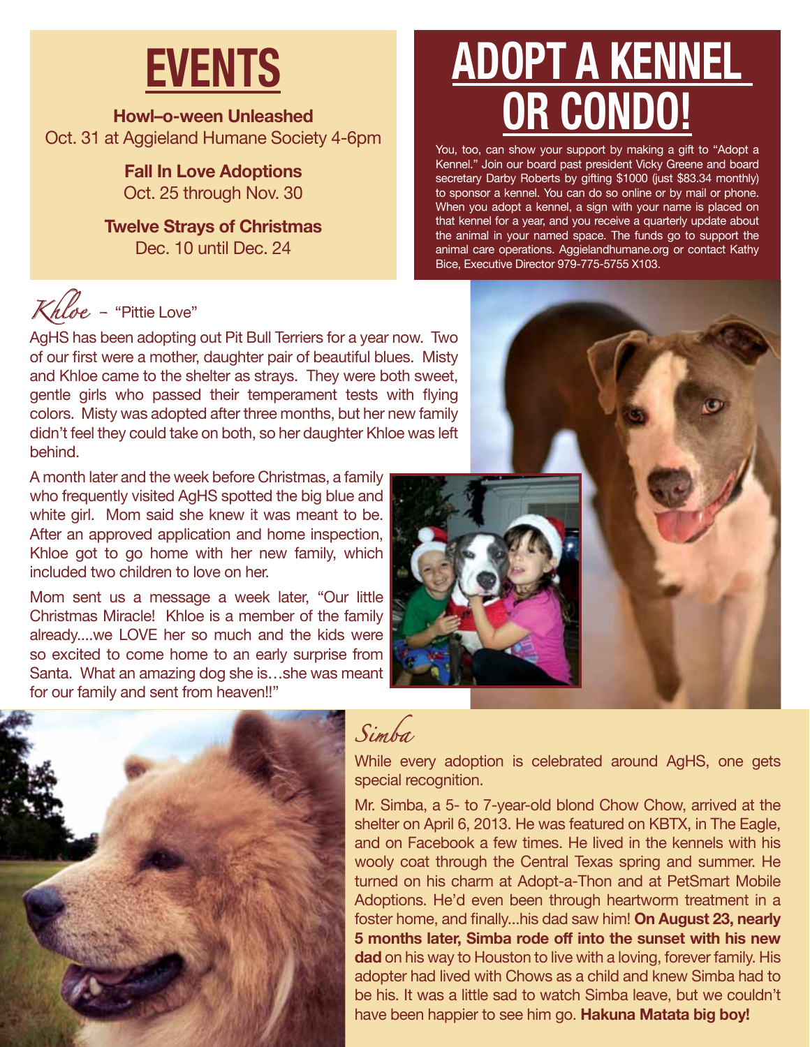# EVENTS

**Howl–o-ween Unleashed**
Oct. 31 at Aggieland Humane Society 4-6pm

**Fall In Love Adoptions**
Oct. 25 through Nov. 30

**Twelve Strays of Christmas**
Dec. 10 until Dec. 24

# ADOPT A KENNEL OR CONDO!

You, too, can show your support by making a gift to "Adopt a Kennel." Join our board past president Vicky Greene and board secretary Darby Roberts by gifting $1000 (just $83.34 monthly) to sponsor a kennel. You can do so online or by mail or phone. When you adopt a kennel, a sign with your name is placed on that kennel for a year, and you receive a quarterly update about the animal in your named space. The funds go to support the animal care operations. Aggielandhumane.org or contact Kathy Bice, Executive Director 979-775-5755 X103.

## *Khloe* – "Pittie Love"

AgHS has been adopting out Pit Bull Terriers for a year now. Two of our first were a mother, daughter pair of beautiful blues. Misty and Khloe came to the shelter as strays. They were both sweet, gentle girls who passed their temperament tests with flying colors. Misty was adopted after three months, but her new family didn't feel they could take on both, so her daughter Khloe was left behind.

A month later and the week before Christmas, a family who frequently visited AgHS spotted the big blue and white girl. Mom said she knew it was meant to be. After an approved application and home inspection, Khloe got to go home with her new family, which included two children to love on her.

Mom sent us a message a week later, "Our little Christmas Miracle! Khloe is a member of the family already....we LOVE her so much and the kids were so excited to come home to an early surprise from Santa. What an amazing dog she is…she was meant for our family and sent from heaven!!"

## *Simba*

While every adoption is celebrated around AgHS, one gets special recognition.

Mr. Simba, a 5- to 7-year-old blond Chow Chow, arrived at the shelter on April 6, 2013. He was featured on KBTX, in The Eagle, and on Facebook a few times. He lived in the kennels with his wooly coat through the Central Texas spring and summer. He turned on his charm at Adopt-a-Thon and at PetSmart Mobile Adoptions. He'd even been through heartworm treatment in a foster home, and finally...his dad saw him! **On August 23, nearly 5 months later, Simba rode off into the sunset with his new dad** on his way to Houston to live with a loving, forever family. His adopter had lived with Chows as a child and knew Simba had to be his. It was a little sad to watch Simba leave, but we couldn't have been happier to see him go. **Hakuna Matata big boy!**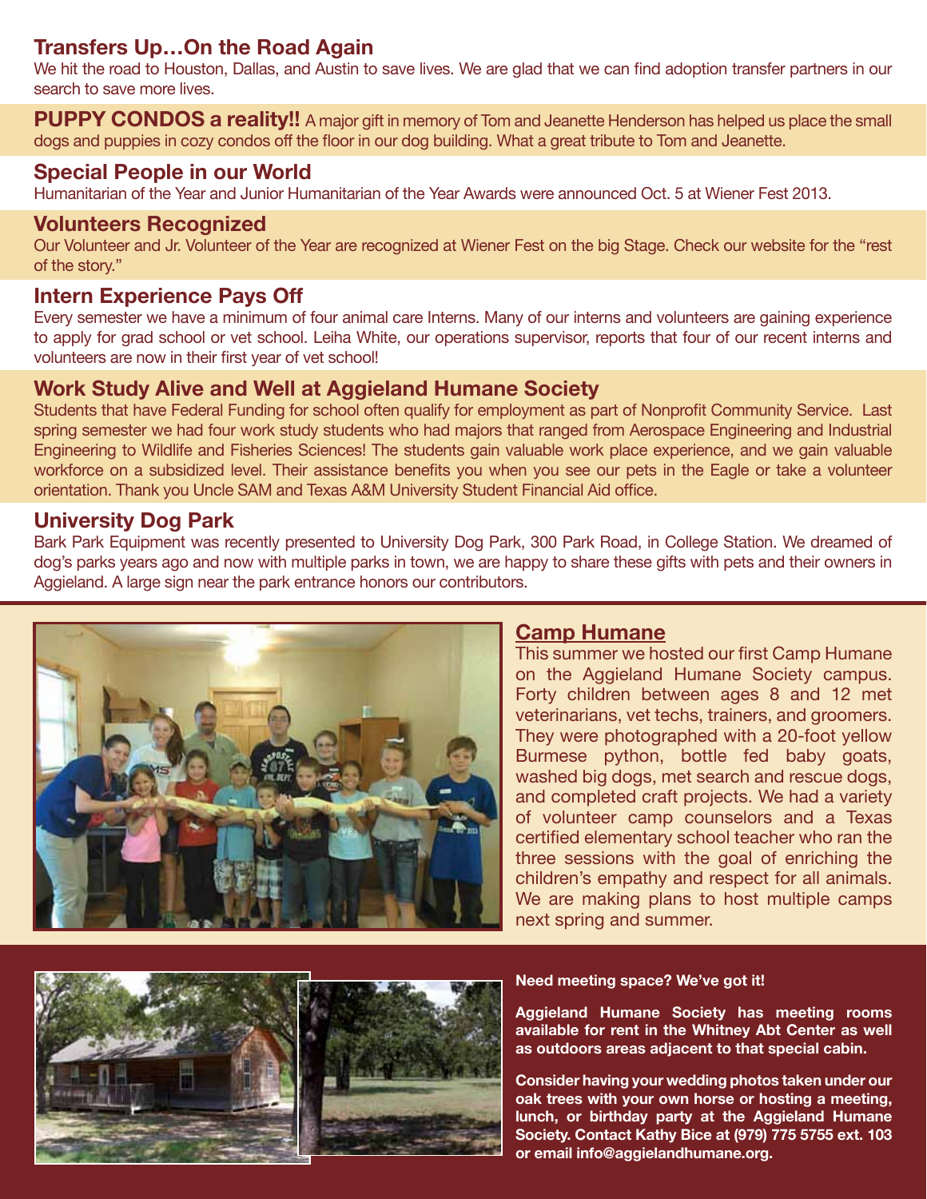## Transfers Up…On the Road Again

We hit the road to Houston, Dallas, and Austin to save lives. We are glad that we can find adoption transfer partners in our search to save more lives.

**PUPPY CONDOS a reality!!** A major gift in memory of Tom and Jeanette Henderson has helped us place the small dogs and puppies in cozy condos off the floor in our dog building. What a great tribute to Tom and Jeanette.

## Special People in our World

Humanitarian of the Year and Junior Humanitarian of the Year Awards were announced Oct. 5 at Wiener Fest 2013.

## Volunteers Recognized

Our Volunteer and Jr. Volunteer of the Year are recognized at Wiener Fest on the big Stage. Check our website for the "rest of the story."

## Intern Experience Pays Off

Every semester we have a minimum of four animal care Interns. Many of our interns and volunteers are gaining experience to apply for grad school or vet school. Leiha White, our operations supervisor, reports that four of our recent interns and volunteers are now in their first year of vet school!

## Work Study Alive and Well at Aggieland Humane Society

Students that have Federal Funding for school often qualify for employment as part of Nonprofit Community Service. Last spring semester we had four work study students who had majors that ranged from Aerospace Engineering and Industrial Engineering to Wildlife and Fisheries Sciences! The students gain valuable work place experience, and we gain valuable workforce on a subsidized level. Their assistance benefits you when you see our pets in the Eagle or take a volunteer orientation. Thank you Uncle SAM and Texas A&M University Student Financial Aid office.

## University Dog Park

Bark Park Equipment was recently presented to University Dog Park, 300 Park Road, in College Station. We dreamed of dog's parks years ago and now with multiple parks in town, we are happy to share these gifts with pets and their owners in Aggieland. A large sign near the park entrance honors our contributors.

## Camp Humane

This summer we hosted our first Camp Humane on the Aggieland Humane Society campus. Forty children between ages 8 and 12 met veterinarians, vet techs, trainers, and groomers. They were photographed with a 20-foot yellow Burmese python, bottle fed baby goats, washed big dogs, met search and rescue dogs, and completed craft projects. We had a variety of volunteer camp counselors and a Texas certified elementary school teacher who ran the three sessions with the goal of enriching the children's empathy and respect for all animals. We are making plans to host multiple camps next spring and summer.

**Need meeting space? We've got it!**

**Aggieland Humane Society has meeting rooms available for rent in the Whitney Abt Center as well as outdoors areas adjacent to that special cabin.**

**Consider having your wedding photos taken under our oak trees with your own horse or hosting a meeting, lunch, or birthday party at the Aggieland Humane Society. Contact Kathy Bice at (979) 775 5755 ext. 103 or email info@aggielandhumane.org.**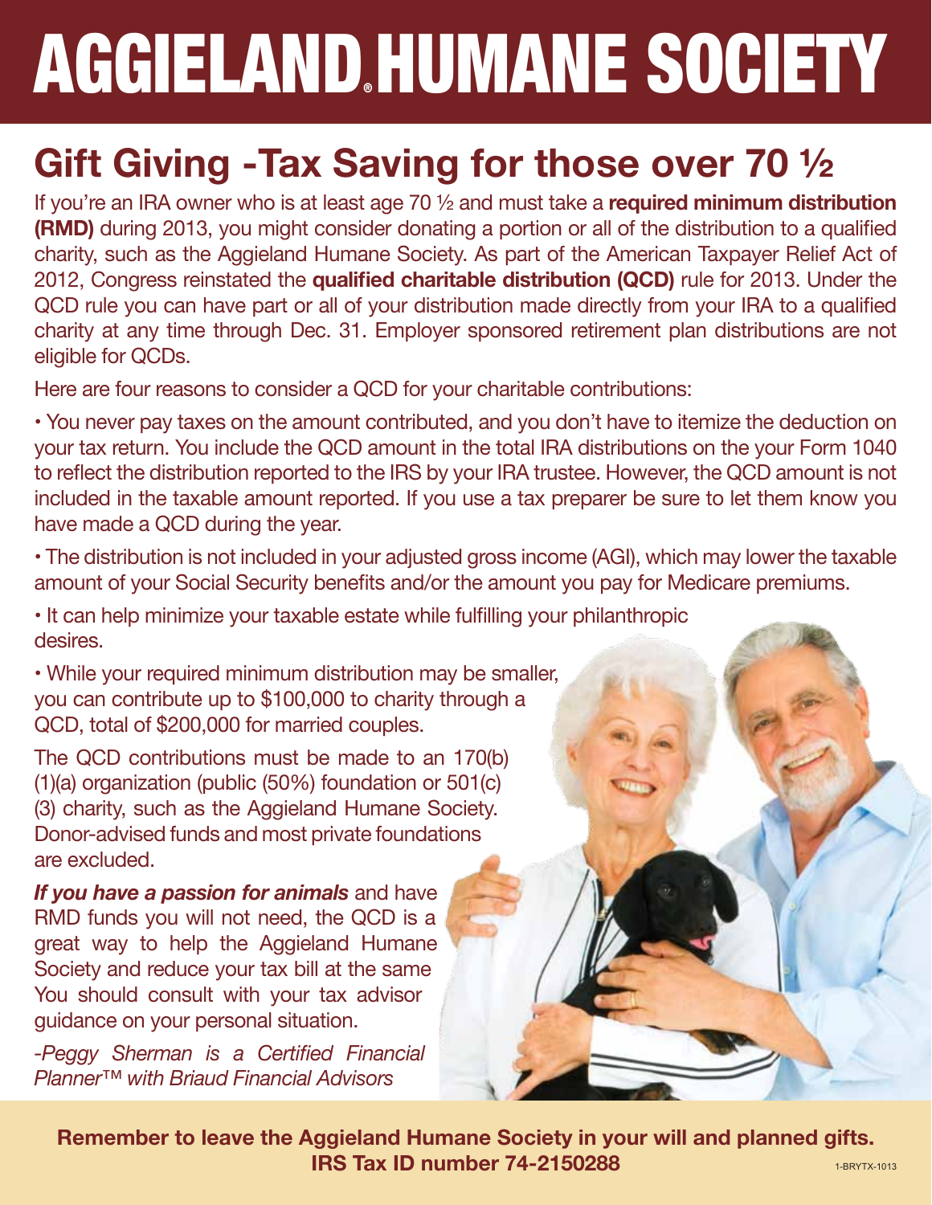# AGGIELAND HUMANE SOCIETY

## Gift Giving -Tax Saving for those over 70 ½

If you're an IRA owner who is at least age 70 ½ and must take a **required minimum distribution (RMD)** during 2013, you might consider donating a portion or all of the distribution to a qualified charity, such as the Aggieland Humane Society. As part of the American Taxpayer Relief Act of 2012, Congress reinstated the **qualified charitable distribution (QCD)** rule for 2013. Under the QCD rule you can have part or all of your distribution made directly from your IRA to a qualified charity at any time through Dec. 31. Employer sponsored retirement plan distributions are not eligible for QCDs.

Here are four reasons to consider a QCD for your charitable contributions:

- You never pay taxes on the amount contributed, and you don't have to itemize the deduction on your tax return. You include the QCD amount in the total IRA distributions on the your Form 1040 to reflect the distribution reported to the IRS by your IRA trustee. However, the QCD amount is not included in the taxable amount reported. If you use a tax preparer be sure to let them know you have made a QCD during the year.
- The distribution is not included in your adjusted gross income (AGI), which may lower the taxable amount of your Social Security benefits and/or the amount you pay for Medicare premiums.
- It can help minimize your taxable estate while fulfilling your philanthropic desires.
- While your required minimum distribution may be smaller, you can contribute up to $100,000 to charity through a QCD, total of $200,000 for married couples.

The QCD contributions must be made to an 170(b)(1)(a) organization (public (50%) foundation or 501(c)(3) charity, such as the Aggieland Humane Society. Donor-advised funds and most private foundations are excluded.

***If you have a passion for animals*** and have RMD funds you will not need, the QCD is a great way to help the Aggieland Humane Society and reduce your tax bill at the same You should consult with your tax advisor guidance on your personal situation.

*-Peggy Sherman is a Certified Financial Planner™ with Briaud Financial Advisors*

**Remember to leave the Aggieland Humane Society in your will and planned gifts.**
**IRS Tax ID number 74-2150288**

1-BRYTX-1013